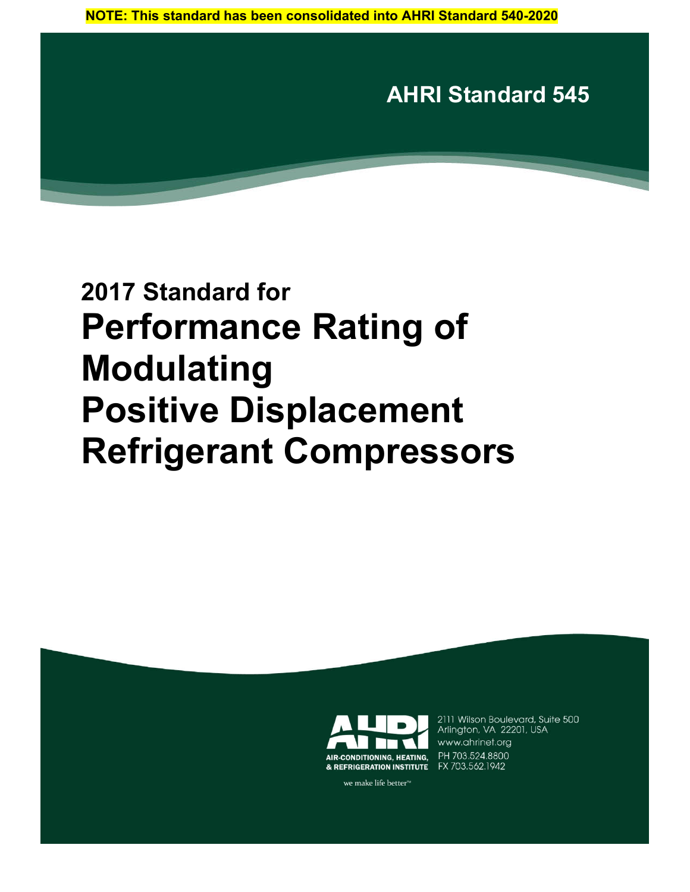**NOTE: This standard has been consolidated into AHRI Standard 540-2020**

**AHRI Standard 545**

## 2017 Standard for

# Performance Rating of Modulating Positive Displacement Refrigerant Compressors

AIR-CONDITIONING, HEATING, & REFRIGERATION INSTITUTE

we make life better™

2111 Wilson Boulevard, Suite 500
Arlington, VA 22201, USA
www.ahrinet.org
PH 703.524.8800
FX 703.562.1942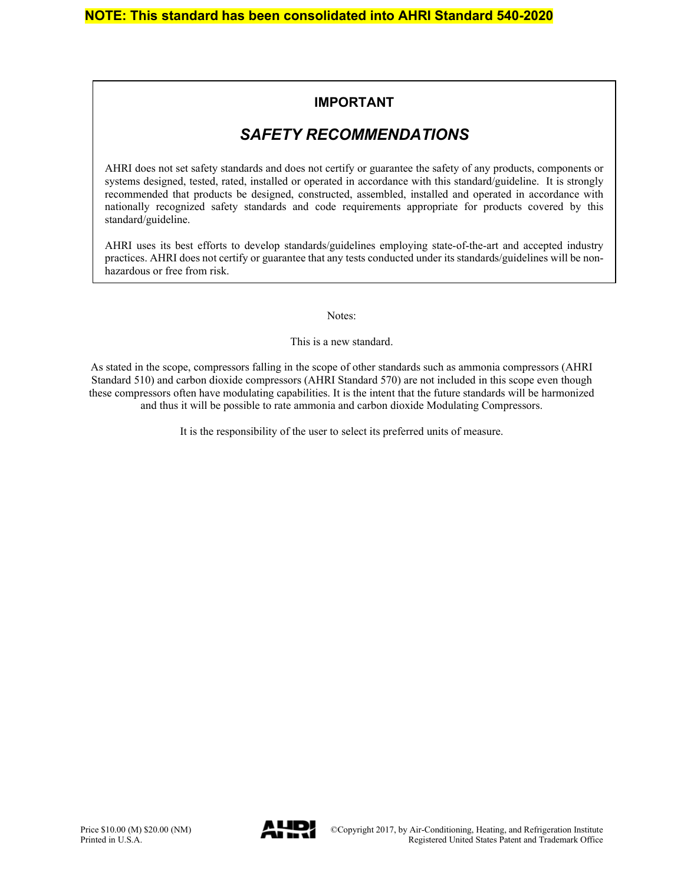**NOTE: This standard has been consolidated into AHRI Standard 540-2020**

## IMPORTANT

### *SAFETY RECOMMENDATIONS*

AHRI does not set safety standards and does not certify or guarantee the safety of any products, components or systems designed, tested, rated, installed or operated in accordance with this standard/guideline. It is strongly recommended that products be designed, constructed, assembled, installed and operated in accordance with nationally recognized safety standards and code requirements appropriate for products covered by this standard/guideline.

AHRI uses its best efforts to develop standards/guidelines employing state-of-the-art and accepted industry practices. AHRI does not certify or guarantee that any tests conducted under its standards/guidelines will be non-hazardous or free from risk.

Notes:

This is a new standard.

As stated in the scope, compressors falling in the scope of other standards such as ammonia compressors (AHRI Standard 510) and carbon dioxide compressors (AHRI Standard 570) are not included in this scope even though these compressors often have modulating capabilities. It is the intent that the future standards will be harmonized and thus it will be possible to rate ammonia and carbon dioxide Modulating Compressors.

It is the responsibility of the user to select its preferred units of measure.

Price $10.00 (M) $20.00 (NM)
Printed in U.S.A.

©Copyright 2017, by Air-Conditioning, Heating, and Refrigeration Institute
Registered United States Patent and Trademark Office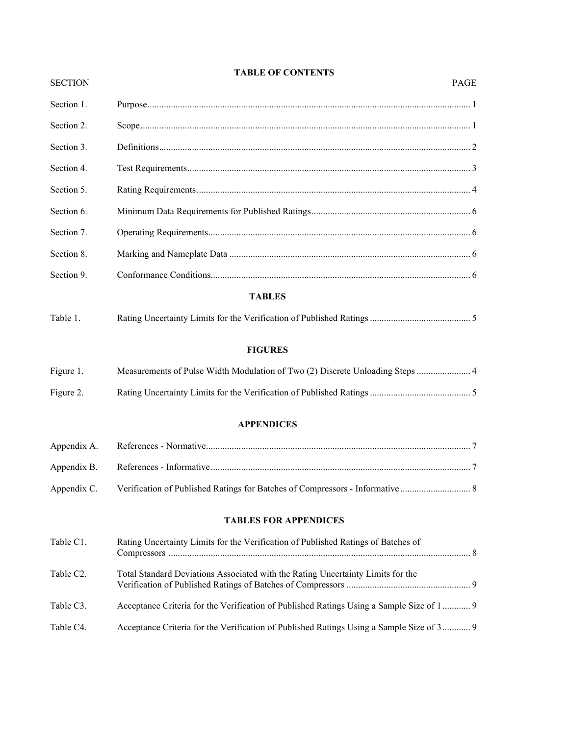# TABLE OF CONTENTS

| SECTION | | PAGE |
|---|---|---|
| Section 1. | Purpose | 1 |
| Section 2. | Scope | 1 |
| Section 3. | Definitions | 2 |
| Section 4. | Test Requirements | 3 |
| Section 5. | Rating Requirements | 4 |
| Section 6. | Minimum Data Requirements for Published Ratings | 6 |
| Section 7. | Operating Requirements | 6 |
| Section 8. | Marking and Nameplate Data | 6 |
| Section 9. | Conformance Conditions | 6 |

## TABLES

| | | |
|---|---|---|
| Table 1. | Rating Uncertainty Limits for the Verification of Published Ratings | 5 |

## FIGURES

| | | |
|---|---|---|
| Figure 1. | Measurements of Pulse Width Modulation of Two (2) Discrete Unloading Steps | 4 |
| Figure 2. | Rating Uncertainty Limits for the Verification of Published Ratings | 5 |

## APPENDICES

| | | |
|---|---|---|
| Appendix A. | References - Normative | 7 |
| Appendix B. | References - Informative | 7 |
| Appendix C. | Verification of Published Ratings for Batches of Compressors - Informative | 8 |

## TABLES FOR APPENDICES

| | | |
|---|---|---|
| Table C1. | Rating Uncertainty Limits for the Verification of Published Ratings of Batches of Compressors | 8 |
| Table C2. | Total Standard Deviations Associated with the Rating Uncertainty Limits for the Verification of Published Ratings of Batches of Compressors | 9 |
| Table C3. | Acceptance Criteria for the Verification of Published Ratings Using a Sample Size of 1 | 9 |
| Table C4. | Acceptance Criteria for the Verification of Published Ratings Using a Sample Size of 3 | 9 |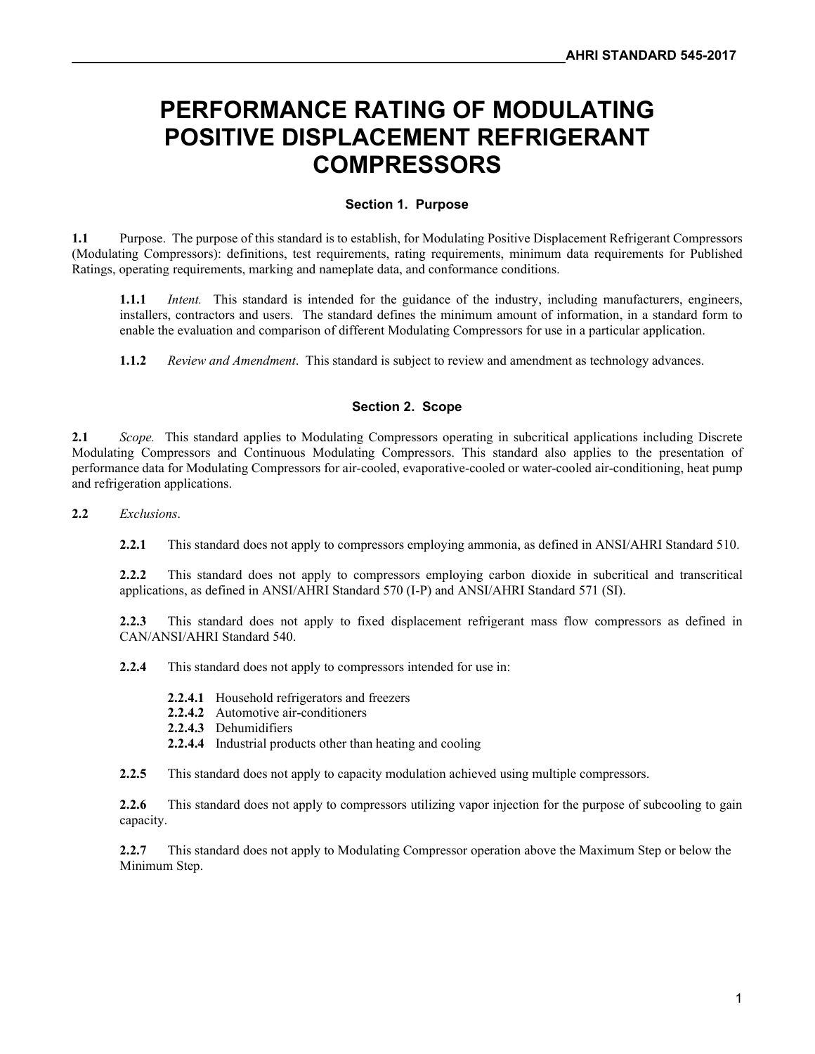# PERFORMANCE RATING OF MODULATING POSITIVE DISPLACEMENT REFRIGERANT COMPRESSORS

## Section 1. Purpose

**1.1** Purpose. The purpose of this standard is to establish, for Modulating Positive Displacement Refrigerant Compressors (Modulating Compressors): definitions, test requirements, rating requirements, minimum data requirements for Published Ratings, operating requirements, marking and nameplate data, and conformance conditions.

**1.1.1** *Intent.* This standard is intended for the guidance of the industry, including manufacturers, engineers, installers, contractors and users. The standard defines the minimum amount of information, in a standard form to enable the evaluation and comparison of different Modulating Compressors for use in a particular application.

**1.1.2** *Review and Amendment*. This standard is subject to review and amendment as technology advances.

## Section 2. Scope

**2.1** *Scope.* This standard applies to Modulating Compressors operating in subcritical applications including Discrete Modulating Compressors and Continuous Modulating Compressors. This standard also applies to the presentation of performance data for Modulating Compressors for air-cooled, evaporative-cooled or water-cooled air-conditioning, heat pump and refrigeration applications.

**2.2** *Exclusions*.

**2.2.1** This standard does not apply to compressors employing ammonia, as defined in ANSI/AHRI Standard 510.

**2.2.2** This standard does not apply to compressors employing carbon dioxide in subcritical and transcritical applications, as defined in ANSI/AHRI Standard 570 (I-P) and ANSI/AHRI Standard 571 (SI).

**2.2.3** This standard does not apply to fixed displacement refrigerant mass flow compressors as defined in CAN/ANSI/AHRI Standard 540.

**2.2.4** This standard does not apply to compressors intended for use in:

**2.2.4.1** Household refrigerators and freezers
**2.2.4.2** Automotive air-conditioners
**2.2.4.3** Dehumidifiers
**2.2.4.4** Industrial products other than heating and cooling

**2.2.5** This standard does not apply to capacity modulation achieved using multiple compressors.

**2.2.6** This standard does not apply to compressors utilizing vapor injection for the purpose of subcooling to gain capacity.

**2.2.7** This standard does not apply to Modulating Compressor operation above the Maximum Step or below the Minimum Step.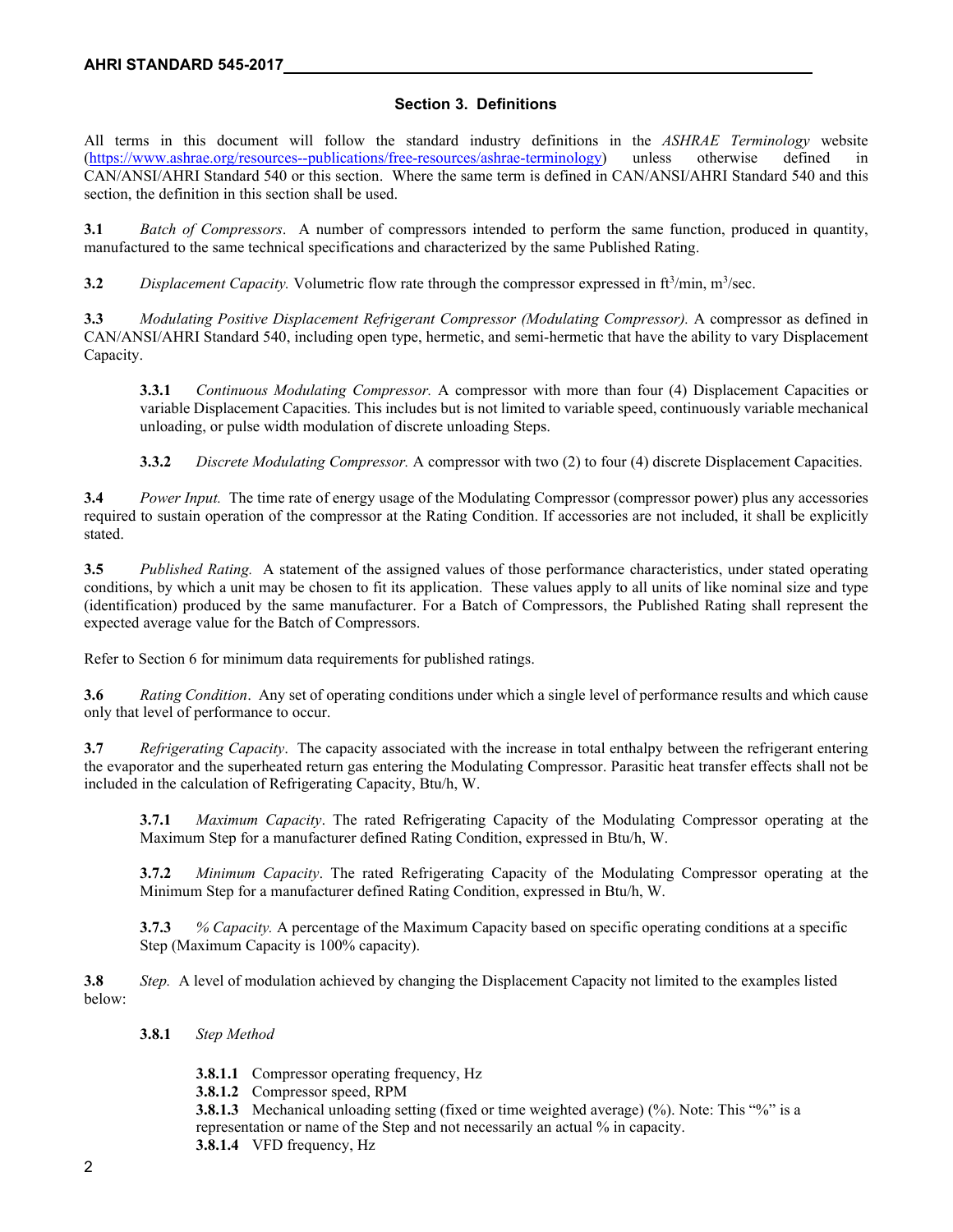## Section 3. Definitions

All terms in this document will follow the standard industry definitions in the *ASHRAE Terminology* website (https://www.ashrae.org/resources--publications/free-resources/ashrae-terminology) unless otherwise defined in CAN/ANSI/AHRI Standard 540 or this section. Where the same term is defined in CAN/ANSI/AHRI Standard 540 and this section, the definition in this section shall be used.

**3.1** *Batch of Compressors*. A number of compressors intended to perform the same function, produced in quantity, manufactured to the same technical specifications and characterized by the same Published Rating.

**3.2** *Displacement Capacity.* Volumetric flow rate through the compressor expressed in $ft^3$/min, $m^3$/sec.

**3.3** *Modulating Positive Displacement Refrigerant Compressor (Modulating Compressor).* A compressor as defined in CAN/ANSI/AHRI Standard 540, including open type, hermetic, and semi-hermetic that have the ability to vary Displacement Capacity.

**3.3.1** *Continuous Modulating Compressor.* A compressor with more than four (4) Displacement Capacities or variable Displacement Capacities. This includes but is not limited to variable speed, continuously variable mechanical unloading, or pulse width modulation of discrete unloading Steps.

**3.3.2** *Discrete Modulating Compressor.* A compressor with two (2) to four (4) discrete Displacement Capacities.

**3.4** *Power Input.* The time rate of energy usage of the Modulating Compressor (compressor power) plus any accessories required to sustain operation of the compressor at the Rating Condition. If accessories are not included, it shall be explicitly stated.

**3.5** *Published Rating.* A statement of the assigned values of those performance characteristics, under stated operating conditions, by which a unit may be chosen to fit its application. These values apply to all units of like nominal size and type (identification) produced by the same manufacturer. For a Batch of Compressors, the Published Rating shall represent the expected average value for the Batch of Compressors.

Refer to Section 6 for minimum data requirements for published ratings.

**3.6** *Rating Condition*. Any set of operating conditions under which a single level of performance results and which cause only that level of performance to occur.

**3.7** *Refrigerating Capacity*. The capacity associated with the increase in total enthalpy between the refrigerant entering the evaporator and the superheated return gas entering the Modulating Compressor. Parasitic heat transfer effects shall not be included in the calculation of Refrigerating Capacity, Btu/h, W.

**3.7.1** *Maximum Capacity*. The rated Refrigerating Capacity of the Modulating Compressor operating at the Maximum Step for a manufacturer defined Rating Condition, expressed in Btu/h, W.

**3.7.2** *Minimum Capacity*. The rated Refrigerating Capacity of the Modulating Compressor operating at the Minimum Step for a manufacturer defined Rating Condition, expressed in Btu/h, W.

**3.7.3** *% Capacity.* A percentage of the Maximum Capacity based on specific operating conditions at a specific Step (Maximum Capacity is 100% capacity).

**3.8** *Step.* A level of modulation achieved by changing the Displacement Capacity not limited to the examples listed below:

**3.8.1** *Step Method*

**3.8.1.1** Compressor operating frequency, Hz
**3.8.1.2** Compressor speed, RPM
**3.8.1.3** Mechanical unloading setting (fixed or time weighted average) (%). Note: This "%" is a representation or name of the Step and not necessarily an actual % in capacity.
**3.8.1.4** VFD frequency, Hz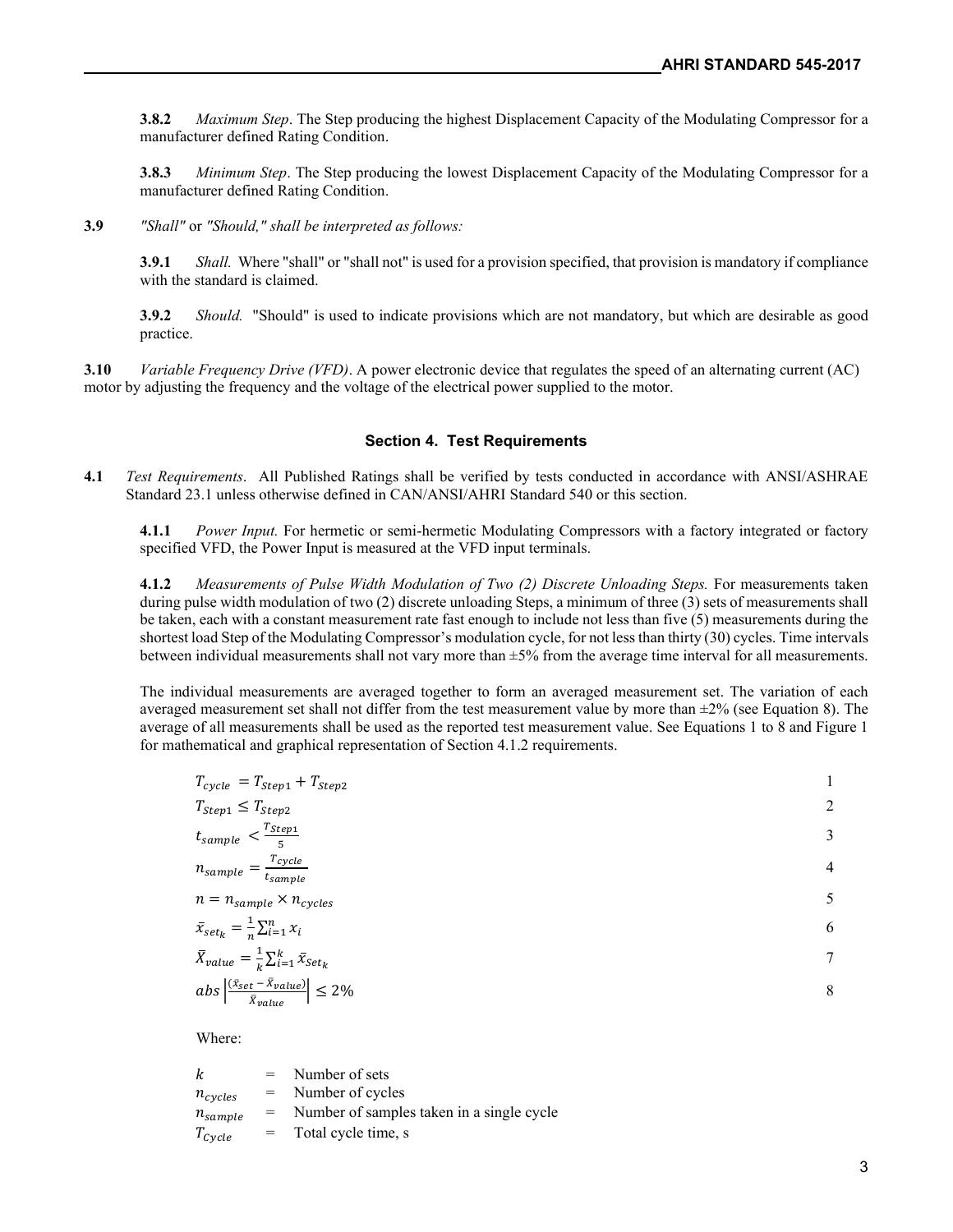**3.8.2** *Maximum Step*. The Step producing the highest Displacement Capacity of the Modulating Compressor for a manufacturer defined Rating Condition.

**3.8.3** *Minimum Step*. The Step producing the lowest Displacement Capacity of the Modulating Compressor for a manufacturer defined Rating Condition.

**3.9** *"Shall"* or *"Should," shall be interpreted as follows:*

**3.9.1** *Shall.* Where "shall" or "shall not" is used for a provision specified, that provision is mandatory if compliance with the standard is claimed.

**3.9.2** *Should.* "Should" is used to indicate provisions which are not mandatory, but which are desirable as good practice.

**3.10** *Variable Frequency Drive (VFD)*. A power electronic device that regulates the speed of an alternating current (AC) motor by adjusting the frequency and the voltage of the electrical power supplied to the motor.

## Section 4. Test Requirements

**4.1** *Test Requirements*. All Published Ratings shall be verified by tests conducted in accordance with ANSI/ASHRAE Standard 23.1 unless otherwise defined in CAN/ANSI/AHRI Standard 540 or this section.

**4.1.1** *Power Input.* For hermetic or semi-hermetic Modulating Compressors with a factory integrated or factory specified VFD, the Power Input is measured at the VFD input terminals.

**4.1.2** *Measurements of Pulse Width Modulation of Two (2) Discrete Unloading Steps.* For measurements taken during pulse width modulation of two (2) discrete unloading Steps, a minimum of three (3) sets of measurements shall be taken, each with a constant measurement rate fast enough to include not less than five (5) measurements during the shortest load Step of the Modulating Compressor's modulation cycle, for not less than thirty (30) cycles. Time intervals between individual measurements shall not vary more than ±5% from the average time interval for all measurements.

The individual measurements are averaged together to form an averaged measurement set. The variation of each averaged measurement set shall not differ from the test measurement value by more than ±2% (see Equation 8). The average of all measurements shall be used as the reported test measurement value. See Equations 1 to 8 and Figure 1 for mathematical and graphical representation of Section 4.1.2 requirements.

$$T_{cycle} = T_{Step1} + T_{Step2} \quad (1)$$

$$T_{Step1} \leq T_{Step2} \quad (2)$$

$$t_{sample} < \frac{T_{Step1}}{5} \quad (3)$$

$$n_{sample} = \frac{T_{cycle}}{t_{sample}} \quad (4)$$

$$n = n_{sample} \times n_{cycles} \quad (5)$$

$$\bar{x}_{set_k} = \frac{1}{n}\sum_{i=1}^{n} x_i \quad (6)$$

$$\bar{X}_{value} = \frac{1}{k}\sum_{i=1}^{k} \bar{x}_{Set_k} \quad (7)$$

$$abs\left|\frac{(\bar{x}_{set} - \bar{X}_{value})}{\bar{X}_{value}}\right| \leq 2\% \quad (8)$$

Where:

$k$ = Number of sets
$n_{cycles}$ = Number of cycles
$n_{sample}$ = Number of samples taken in a single cycle
$T_{Cycle}$ = Total cycle time, s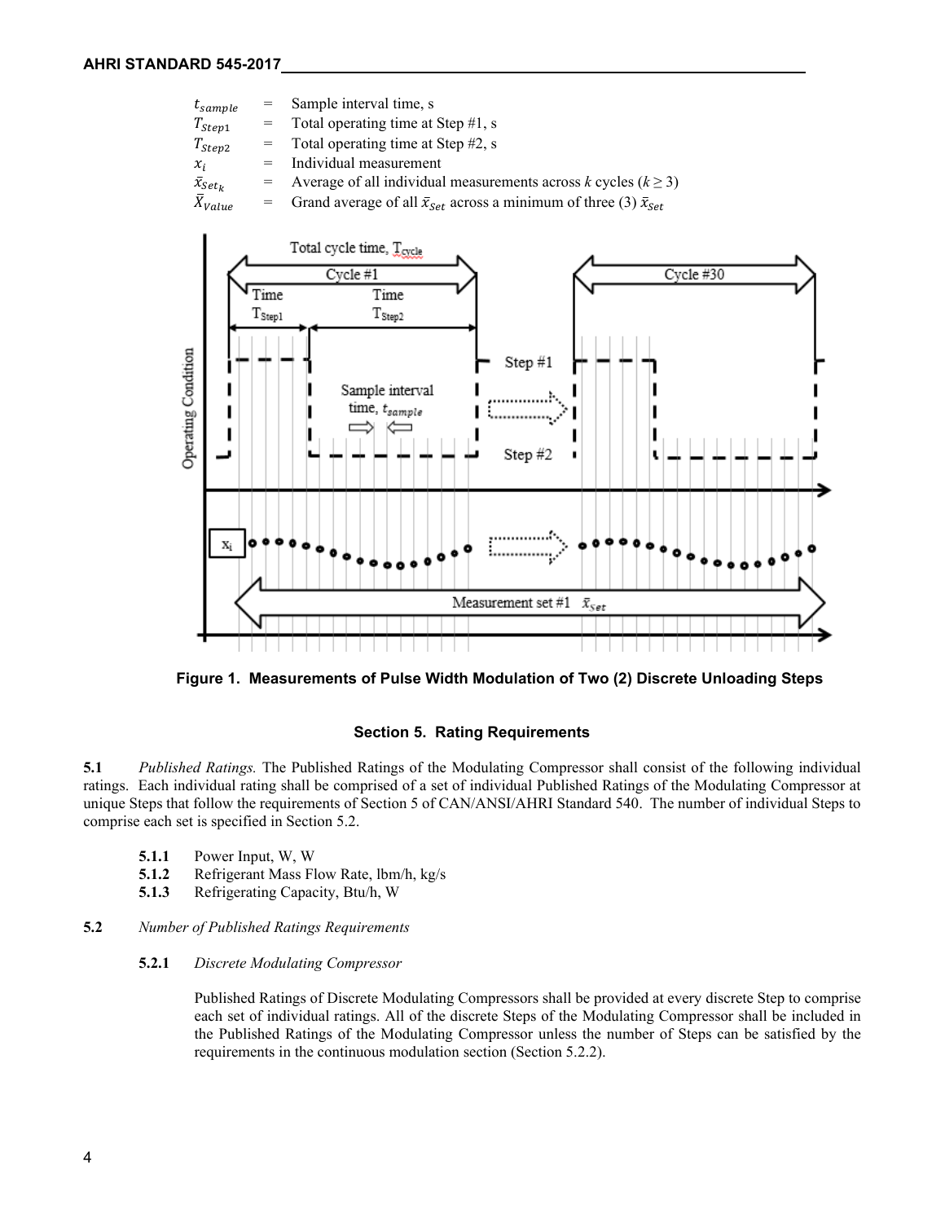| | | |
|---|---|---|
| $t_{sample}$ | = | Sample interval time, s |
| $T_{Step1}$ | = | Total operating time at Step #1, s |
| $T_{Step2}$ | = | Total operating time at Step #2, s |
| $x_i$ | = | Individual measurement |
| $\bar{x}_{Set_k}$ | = | Average of all individual measurements across $k$ cycles ($k \geq 3$) |
| $\bar{X}_{Value}$ | = | Grand average of all $\bar{x}_{Set}$ across a minimum of three (3) $\bar{x}_{Set}$ |

**Figure 1. Measurements of Pulse Width Modulation of Two (2) Discrete Unloading Steps**

## Section 5. Rating Requirements

**5.1** *Published Ratings.* The Published Ratings of the Modulating Compressor shall consist of the following individual ratings. Each individual rating shall be comprised of a set of individual Published Ratings of the Modulating Compressor at unique Steps that follow the requirements of Section 5 of CAN/ANSI/AHRI Standard 540. The number of individual Steps to comprise each set is specified in Section 5.2.

- **5.1.1** Power Input, W, W
- **5.1.2** Refrigerant Mass Flow Rate, lbm/h, kg/s
- **5.1.3** Refrigerating Capacity, Btu/h, W

**5.2** *Number of Published Ratings Requirements*

**5.2.1** *Discrete Modulating Compressor*

Published Ratings of Discrete Modulating Compressors shall be provided at every discrete Step to comprise each set of individual ratings. All of the discrete Steps of the Modulating Compressor shall be included in the Published Ratings of the Modulating Compressor unless the number of Steps can be satisfied by the requirements in the continuous modulation section (Section 5.2.2).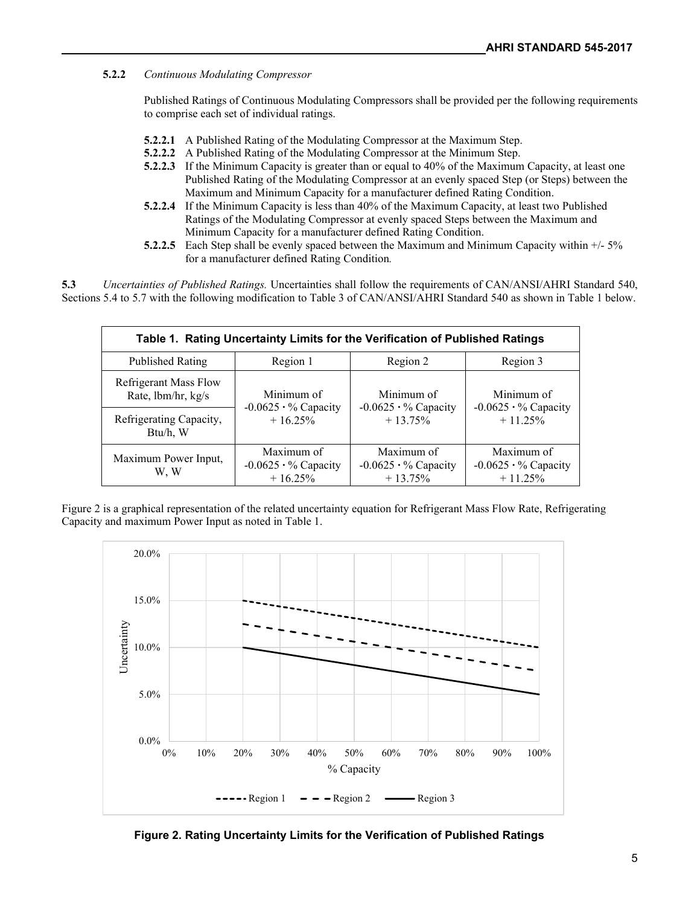**5.2.2** *Continuous Modulating Compressor*

Published Ratings of Continuous Modulating Compressors shall be provided per the following requirements to comprise each set of individual ratings.

**5.2.2.1** A Published Rating of the Modulating Compressor at the Maximum Step.
**5.2.2.2** A Published Rating of the Modulating Compressor at the Minimum Step.
**5.2.2.3** If the Minimum Capacity is greater than or equal to 40% of the Maximum Capacity, at least one Published Rating of the Modulating Compressor at an evenly spaced Step (or Steps) between the Maximum and Minimum Capacity for a manufacturer defined Rating Condition.
**5.2.2.4** If the Minimum Capacity is less than 40% of the Maximum Capacity, at least two Published Ratings of the Modulating Compressor at evenly spaced Steps between the Maximum and Minimum Capacity for a manufacturer defined Rating Condition.
**5.2.2.5** Each Step shall be evenly spaced between the Maximum and Minimum Capacity within +/- 5% for a manufacturer defined Rating Condition.

**5.3** *Uncertainties of Published Ratings.* Uncertainties shall follow the requirements of CAN/ANSI/AHRI Standard 540, Sections 5.4 to 5.7 with the following modification to Table 3 of CAN/ANSI/AHRI Standard 540 as shown in Table 1 below.

**Table 1. Rating Uncertainty Limits for the Verification of Published Ratings**

| Published Rating | Region 1 | Region 2 | Region 3 |
|---|---|---|---|
| Refrigerant Mass Flow Rate, lbm/hr, kg/s | Minimum of $-0.0625 \cdot$ % Capacity + 16.25% | Minimum of $-0.0625 \cdot$ % Capacity + 13.75% | Minimum of $-0.0625 \cdot$ % Capacity + 11.25% |
| Refrigerating Capacity, Btu/h, W | | | |
| Maximum Power Input, W, W | Maximum of $-0.0625 \cdot$ % Capacity + 16.25% | Maximum of $-0.0625 \cdot$ % Capacity + 13.75% | Maximum of $-0.0625 \cdot$ % Capacity + 11.25% |

Figure 2 is a graphical representation of the related uncertainty equation for Refrigerant Mass Flow Rate, Refrigerating Capacity and maximum Power Input as noted in Table 1.

**Figure 2. Rating Uncertainty Limits for the Verification of Published Ratings**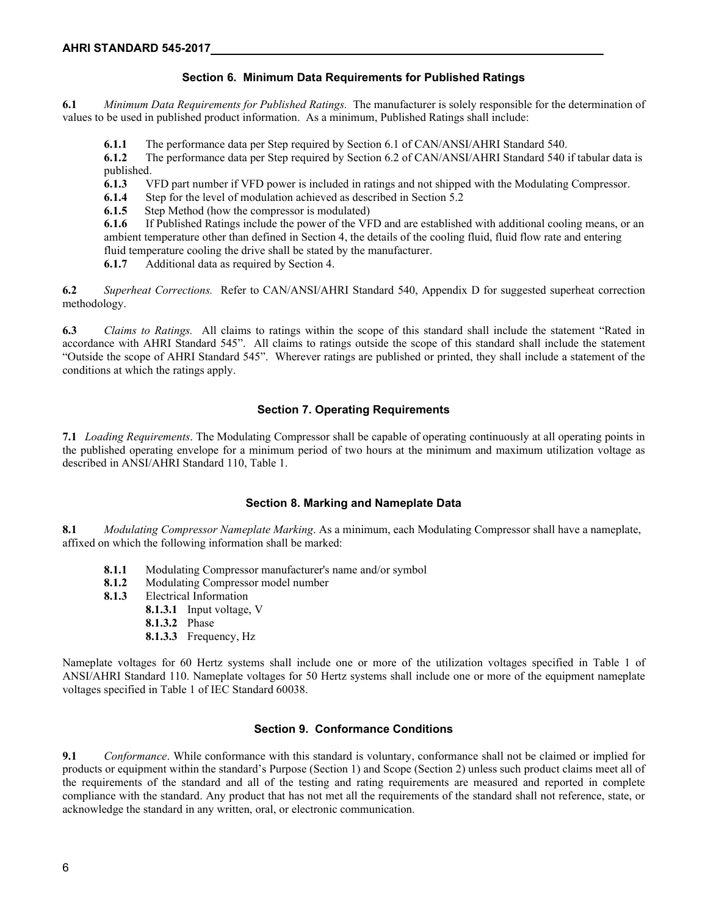## Section 6. Minimum Data Requirements for Published Ratings

**6.1** *Minimum Data Requirements for Published Ratings.* The manufacturer is solely responsible for the determination of values to be used in published product information. As a minimum, Published Ratings shall include:

- **6.1.1** The performance data per Step required by Section 6.1 of CAN/ANSI/AHRI Standard 540.
- **6.1.2** The performance data per Step required by Section 6.2 of CAN/ANSI/AHRI Standard 540 if tabular data is published.
- **6.1.3** VFD part number if VFD power is included in ratings and not shipped with the Modulating Compressor.
- **6.1.4** Step for the level of modulation achieved as described in Section 5.2
- **6.1.5** Step Method (how the compressor is modulated)
- **6.1.6** If Published Ratings include the power of the VFD and are established with additional cooling means, or an ambient temperature other than defined in Section 4, the details of the cooling fluid, fluid flow rate and entering fluid temperature cooling the drive shall be stated by the manufacturer.
- **6.1.7** Additional data as required by Section 4.

**6.2** *Superheat Corrections.* Refer to CAN/ANSI/AHRI Standard 540, Appendix D for suggested superheat correction methodology.

**6.3** *Claims to Ratings.* All claims to ratings within the scope of this standard shall include the statement "Rated in accordance with AHRI Standard 545". All claims to ratings outside the scope of this standard shall include the statement "Outside the scope of AHRI Standard 545". Wherever ratings are published or printed, they shall include a statement of the conditions at which the ratings apply.

## Section 7. Operating Requirements

**7.1** *Loading Requirements*. The Modulating Compressor shall be capable of operating continuously at all operating points in the published operating envelope for a minimum period of two hours at the minimum and maximum utilization voltage as described in ANSI/AHRI Standard 110, Table 1.

## Section 8. Marking and Nameplate Data

**8.1** *Modulating Compressor Nameplate Marking*. As a minimum, each Modulating Compressor shall have a nameplate, affixed on which the following information shall be marked:

- **8.1.1** Modulating Compressor manufacturer's name and/or symbol
- **8.1.2** Modulating Compressor model number
- **8.1.3** Electrical Information
  - **8.1.3.1** Input voltage, V
  - **8.1.3.2** Phase
  - **8.1.3.3** Frequency, Hz

Nameplate voltages for 60 Hertz systems shall include one or more of the utilization voltages specified in Table 1 of ANSI/AHRI Standard 110. Nameplate voltages for 50 Hertz systems shall include one or more of the equipment nameplate voltages specified in Table 1 of IEC Standard 60038.

## Section 9. Conformance Conditions

**9.1** *Conformance*. While conformance with this standard is voluntary, conformance shall not be claimed or implied for products or equipment within the standard's Purpose (Section 1) and Scope (Section 2) unless such product claims meet all of the requirements of the standard and all of the testing and rating requirements are measured and reported in complete compliance with the standard. Any product that has not met all the requirements of the standard shall not reference, state, or acknowledge the standard in any written, oral, or electronic communication.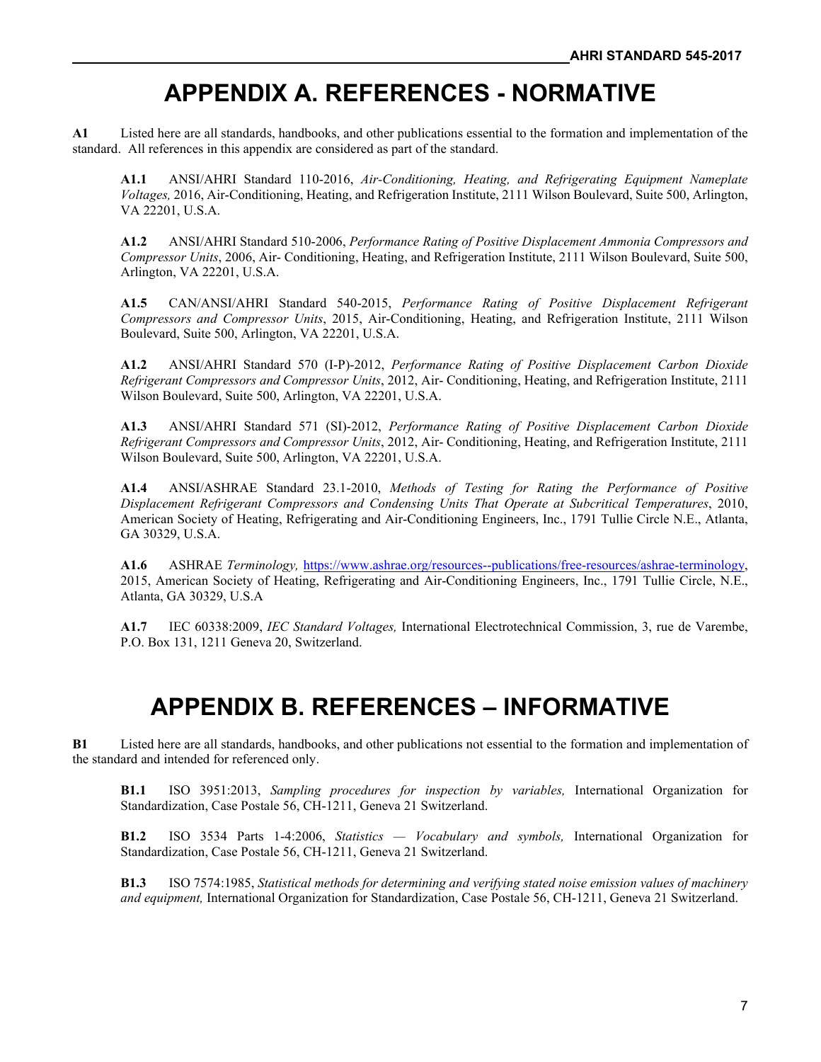# APPENDIX A. REFERENCES - NORMATIVE

**A1** Listed here are all standards, handbooks, and other publications essential to the formation and implementation of the standard. All references in this appendix are considered as part of the standard.

**A1.1** ANSI/AHRI Standard 110-2016, *Air-Conditioning, Heating, and Refrigerating Equipment Nameplate Voltages,* 2016, Air-Conditioning, Heating, and Refrigeration Institute, 2111 Wilson Boulevard, Suite 500, Arlington, VA 22201, U.S.A.

**A1.2** ANSI/AHRI Standard 510-2006, *Performance Rating of Positive Displacement Ammonia Compressors and Compressor Units*, 2006, Air- Conditioning, Heating, and Refrigeration Institute, 2111 Wilson Boulevard, Suite 500, Arlington, VA 22201, U.S.A.

**A1.5** CAN/ANSI/AHRI Standard 540-2015, *Performance Rating of Positive Displacement Refrigerant Compressors and Compressor Units*, 2015, Air-Conditioning, Heating, and Refrigeration Institute, 2111 Wilson Boulevard, Suite 500, Arlington, VA 22201, U.S.A.

**A1.2** ANSI/AHRI Standard 570 (I-P)-2012, *Performance Rating of Positive Displacement Carbon Dioxide Refrigerant Compressors and Compressor Units*, 2012, Air- Conditioning, Heating, and Refrigeration Institute, 2111 Wilson Boulevard, Suite 500, Arlington, VA 22201, U.S.A.

**A1.3** ANSI/AHRI Standard 571 (SI)-2012, *Performance Rating of Positive Displacement Carbon Dioxide Refrigerant Compressors and Compressor Units*, 2012, Air- Conditioning, Heating, and Refrigeration Institute, 2111 Wilson Boulevard, Suite 500, Arlington, VA 22201, U.S.A.

**A1.4** ANSI/ASHRAE Standard 23.1-2010, *Methods of Testing for Rating the Performance of Positive Displacement Refrigerant Compressors and Condensing Units That Operate at Subcritical Temperatures*, 2010, American Society of Heating, Refrigerating and Air-Conditioning Engineers, Inc., 1791 Tullie Circle N.E., Atlanta, GA 30329, U.S.A.

**A1.6** ASHRAE *Terminology,* https://www.ashrae.org/resources--publications/free-resources/ashrae-terminology, 2015, American Society of Heating, Refrigerating and Air-Conditioning Engineers, Inc., 1791 Tullie Circle, N.E., Atlanta, GA 30329, U.S.A

**A1.7** IEC 60338:2009, *IEC Standard Voltages,* International Electrotechnical Commission, 3, rue de Varembe, P.O. Box 131, 1211 Geneva 20, Switzerland.

# APPENDIX B. REFERENCES – INFORMATIVE

**B1** Listed here are all standards, handbooks, and other publications not essential to the formation and implementation of the standard and intended for referenced only.

**B1.1** ISO 3951:2013, *Sampling procedures for inspection by variables,* International Organization for Standardization, Case Postale 56, CH-1211, Geneva 21 Switzerland.

**B1.2** ISO 3534 Parts 1-4:2006, *Statistics — Vocabulary and symbols,* International Organization for Standardization, Case Postale 56, CH-1211, Geneva 21 Switzerland.

**B1.3** ISO 7574:1985, *Statistical methods for determining and verifying stated noise emission values of machinery and equipment,* International Organization for Standardization, Case Postale 56, CH-1211, Geneva 21 Switzerland.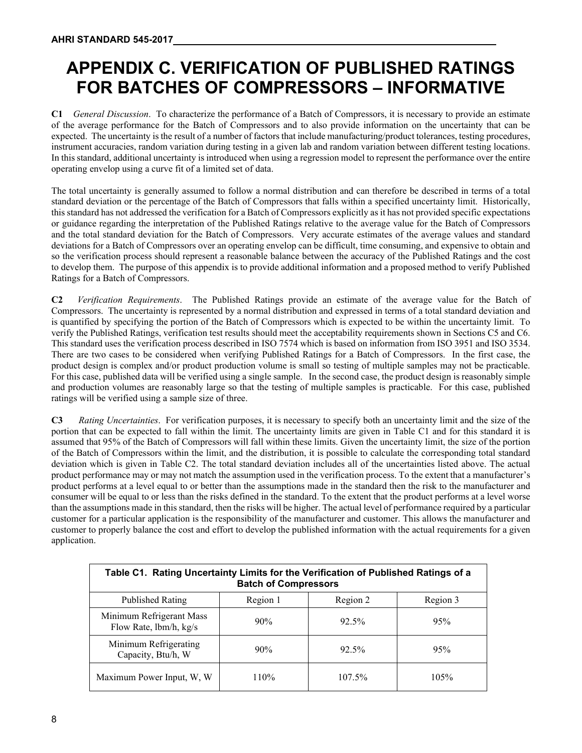# APPENDIX C. VERIFICATION OF PUBLISHED RATINGS FOR BATCHES OF COMPRESSORS – INFORMATIVE

**C1** *General Discussion*. To characterize the performance of a Batch of Compressors, it is necessary to provide an estimate of the average performance for the Batch of Compressors and to also provide information on the uncertainty that can be expected. The uncertainty is the result of a number of factors that include manufacturing/product tolerances, testing procedures, instrument accuracies, random variation during testing in a given lab and random variation between different testing locations. In this standard, additional uncertainty is introduced when using a regression model to represent the performance over the entire operating envelop using a curve fit of a limited set of data.

The total uncertainty is generally assumed to follow a normal distribution and can therefore be described in terms of a total standard deviation or the percentage of the Batch of Compressors that falls within a specified uncertainty limit. Historically, this standard has not addressed the verification for a Batch of Compressors explicitly as it has not provided specific expectations or guidance regarding the interpretation of the Published Ratings relative to the average value for the Batch of Compressors and the total standard deviation for the Batch of Compressors. Very accurate estimates of the average values and standard deviations for a Batch of Compressors over an operating envelop can be difficult, time consuming, and expensive to obtain and so the verification process should represent a reasonable balance between the accuracy of the Published Ratings and the cost to develop them. The purpose of this appendix is to provide additional information and a proposed method to verify Published Ratings for a Batch of Compressors.

**C2** *Verification Requirements*. The Published Ratings provide an estimate of the average value for the Batch of Compressors. The uncertainty is represented by a normal distribution and expressed in terms of a total standard deviation and is quantified by specifying the portion of the Batch of Compressors which is expected to be within the uncertainty limit. To verify the Published Ratings, verification test results should meet the acceptability requirements shown in Sections C5 and C6. This standard uses the verification process described in ISO 7574 which is based on information from ISO 3951 and ISO 3534. There are two cases to be considered when verifying Published Ratings for a Batch of Compressors. In the first case, the product design is complex and/or product production volume is small so testing of multiple samples may not be practicable. For this case, published data will be verified using a single sample. In the second case, the product design is reasonably simple and production volumes are reasonably large so that the testing of multiple samples is practicable. For this case, published ratings will be verified using a sample size of three.

**C3** *Rating Uncertainties*. For verification purposes, it is necessary to specify both an uncertainty limit and the size of the portion that can be expected to fall within the limit. The uncertainty limits are given in Table C1 and for this standard it is assumed that 95% of the Batch of Compressors will fall within these limits. Given the uncertainty limit, the size of the portion of the Batch of Compressors within the limit, and the distribution, it is possible to calculate the corresponding total standard deviation which is given in Table C2. The total standard deviation includes all of the uncertainties listed above. The actual product performance may or may not match the assumption used in the verification process. To the extent that a manufacturer's product performs at a level equal to or better than the assumptions made in the standard then the risk to the manufacturer and consumer will be equal to or less than the risks defined in the standard. To the extent that the product performs at a level worse than the assumptions made in this standard, then the risks will be higher. The actual level of performance required by a particular customer for a particular application is the responsibility of the manufacturer and customer. This allows the manufacturer and customer to properly balance the cost and effort to develop the published information with the actual requirements for a given application.

**Table C1. Rating Uncertainty Limits for the Verification of Published Ratings of a Batch of Compressors**

| Published Rating | Region 1 | Region 2 | Region 3 |
|---|---|---|---|
| Minimum Refrigerant Mass Flow Rate, lbm/h, kg/s | 90% | 92.5% | 95% |
| Minimum Refrigerating Capacity, Btu/h, W | 90% | 92.5% | 95% |
| Maximum Power Input, W, W | 110% | 107.5% | 105% |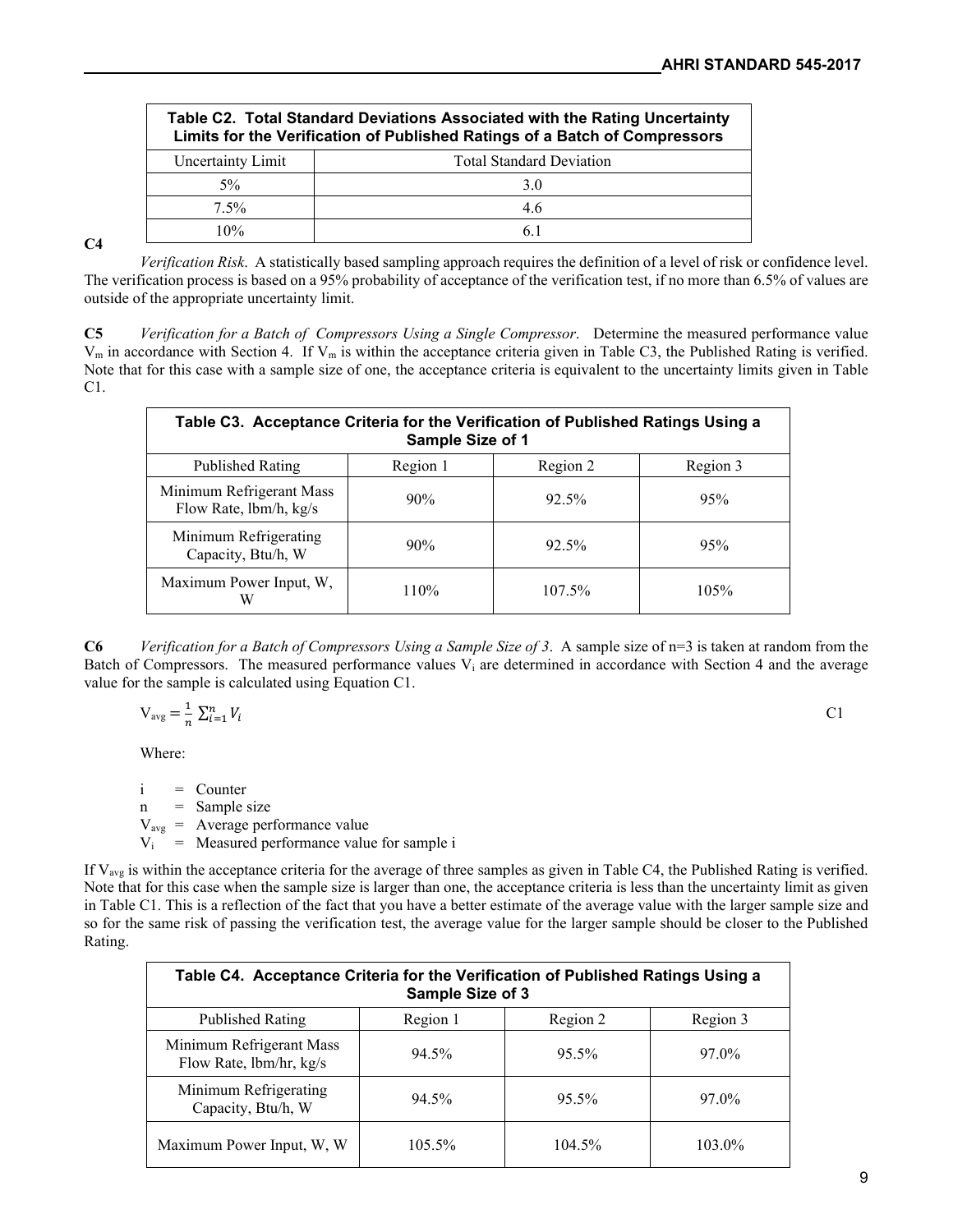**Table C2. Total Standard Deviations Associated with the Rating Uncertainty Limits for the Verification of Published Ratings of a Batch of Compressors**

| Uncertainty Limit | Total Standard Deviation |
|---|---|
| 5% | 3.0 |
| 7.5% | 4.6 |
| 10% | 6.1 |

**C4** *Verification Risk*. A statistically based sampling approach requires the definition of a level of risk or confidence level. The verification process is based on a 95% probability of acceptance of the verification test, if no more than 6.5% of values are outside of the appropriate uncertainty limit.

**C5** *Verification for a Batch of Compressors Using a Single Compressor*. Determine the measured performance value $V_m$ in accordance with Section 4. If $V_m$ is within the acceptance criteria given in Table C3, the Published Rating is verified. Note that for this case with a sample size of one, the acceptance criteria is equivalent to the uncertainty limits given in Table C1.

**Table C3. Acceptance Criteria for the Verification of Published Ratings Using a Sample Size of 1**

| Published Rating | Region 1 | Region 2 | Region 3 |
|---|---|---|---|
| Minimum Refrigerant Mass Flow Rate, lbm/h, kg/s | 90% | 92.5% | 95% |
| Minimum Refrigerating Capacity, Btu/h, W | 90% | 92.5% | 95% |
| Maximum Power Input, W, W | 110% | 107.5% | 105% |

**C6** *Verification for a Batch of Compressors Using a Sample Size of 3*. A sample size of n=3 is taken at random from the Batch of Compressors. The measured performance values $V_i$ are determined in accordance with Section 4 and the average value for the sample is calculated using Equation C1.

$$V_{avg} = \frac{1}{n}\sum_{i=1}^{n} V_i \qquad \text{C1}$$

Where:

- $i$ = Counter
- $n$ = Sample size
- $V_{avg}$ = Average performance value
- $V_i$ = Measured performance value for sample i

If $V_{avg}$ is within the acceptance criteria for the average of three samples as given in Table C4, the Published Rating is verified. Note that for this case when the sample size is larger than one, the acceptance criteria is less than the uncertainty limit as given in Table C1. This is a reflection of the fact that you have a better estimate of the average value with the larger sample size and so for the same risk of passing the verification test, the average value for the larger sample should be closer to the Published Rating.

**Table C4. Acceptance Criteria for the Verification of Published Ratings Using a Sample Size of 3**

| Published Rating | Region 1 | Region 2 | Region 3 |
|---|---|---|---|
| Minimum Refrigerant Mass Flow Rate, lbm/hr, kg/s | 94.5% | 95.5% | 97.0% |
| Minimum Refrigerating Capacity, Btu/h, W | 94.5% | 95.5% | 97.0% |
| Maximum Power Input, W, W | 105.5% | 104.5% | 103.0% |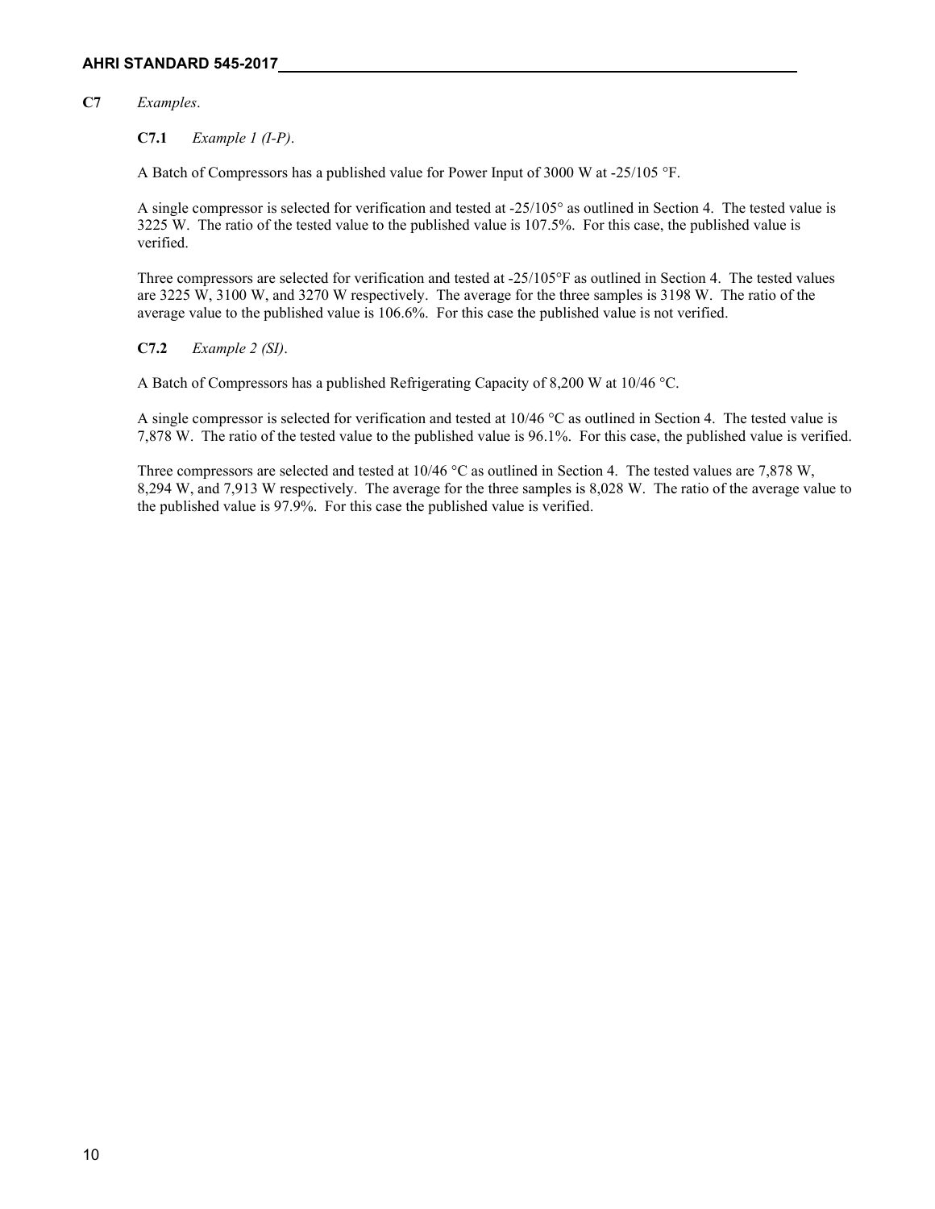**C7** *Examples*.

**C7.1** *Example 1 (I-P)*.

A Batch of Compressors has a published value for Power Input of 3000 W at -25/105 °F.

A single compressor is selected for verification and tested at -25/105° as outlined in Section 4. The tested value is 3225 W. The ratio of the tested value to the published value is 107.5%. For this case, the published value is verified.

Three compressors are selected for verification and tested at -25/105°F as outlined in Section 4. The tested values are 3225 W, 3100 W, and 3270 W respectively. The average for the three samples is 3198 W. The ratio of the average value to the published value is 106.6%. For this case the published value is not verified.

**C7.2** *Example 2 (SI)*.

A Batch of Compressors has a published Refrigerating Capacity of 8,200 W at 10/46 °C.

A single compressor is selected for verification and tested at 10/46 °C as outlined in Section 4. The tested value is 7,878 W. The ratio of the tested value to the published value is 96.1%. For this case, the published value is verified.

Three compressors are selected and tested at 10/46 °C as outlined in Section 4. The tested values are 7,878 W, 8,294 W, and 7,913 W respectively. The average for the three samples is 8,028 W. The ratio of the average value to the published value is 97.9%. For this case the published value is verified.